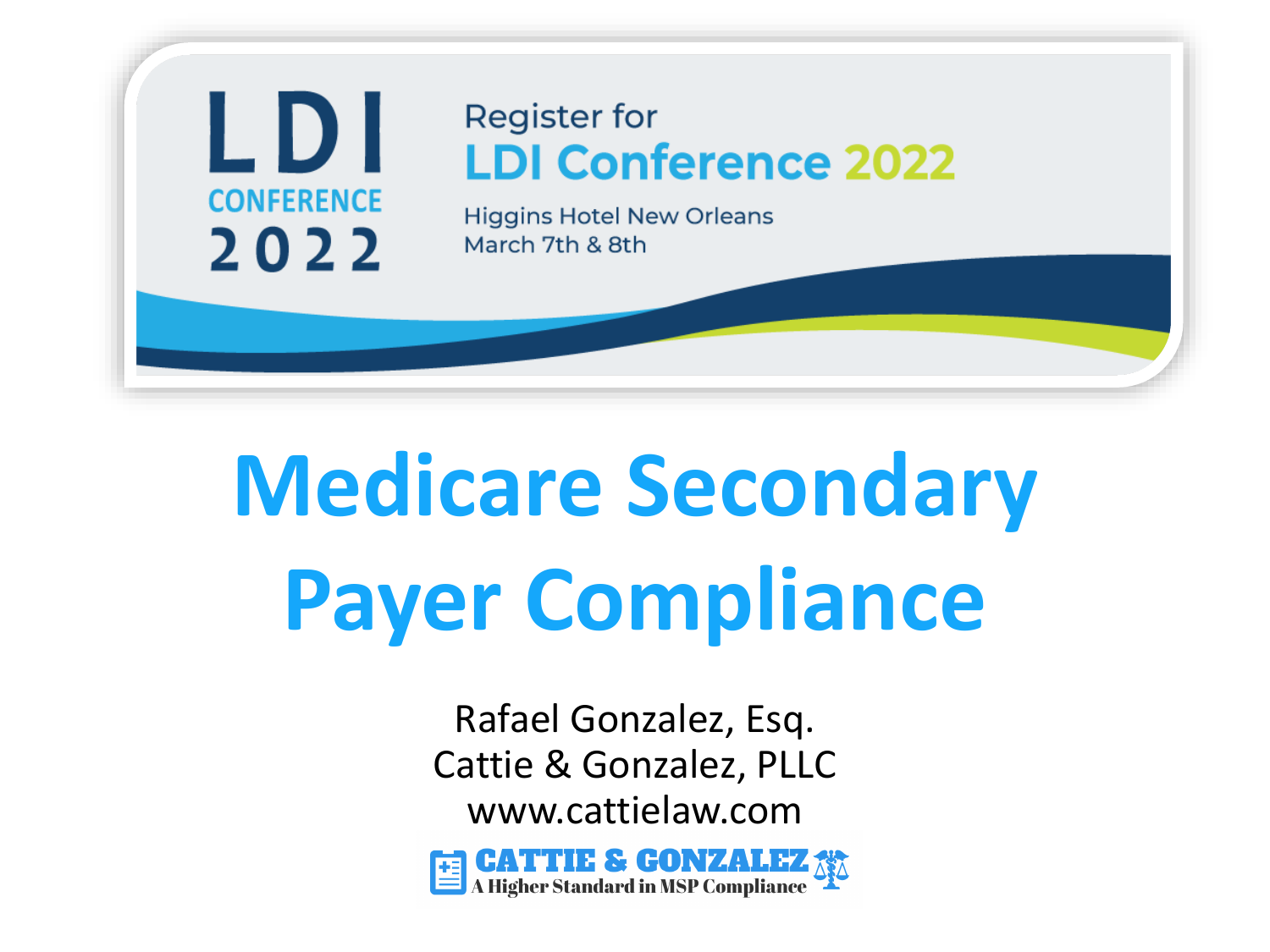LDI CONFERENCE 2022

Register for
LDI Conference 2022
Higgins Hotel New Orleans
March 7th & 8th

# Medicare Secondary Payer Compliance

Rafael Gonzalez, Esq.
Cattie & Gonzalez, PLLC
www.cattielaw.com

CATTIE & GONZALEZ
A Higher Standard in MSP Compliance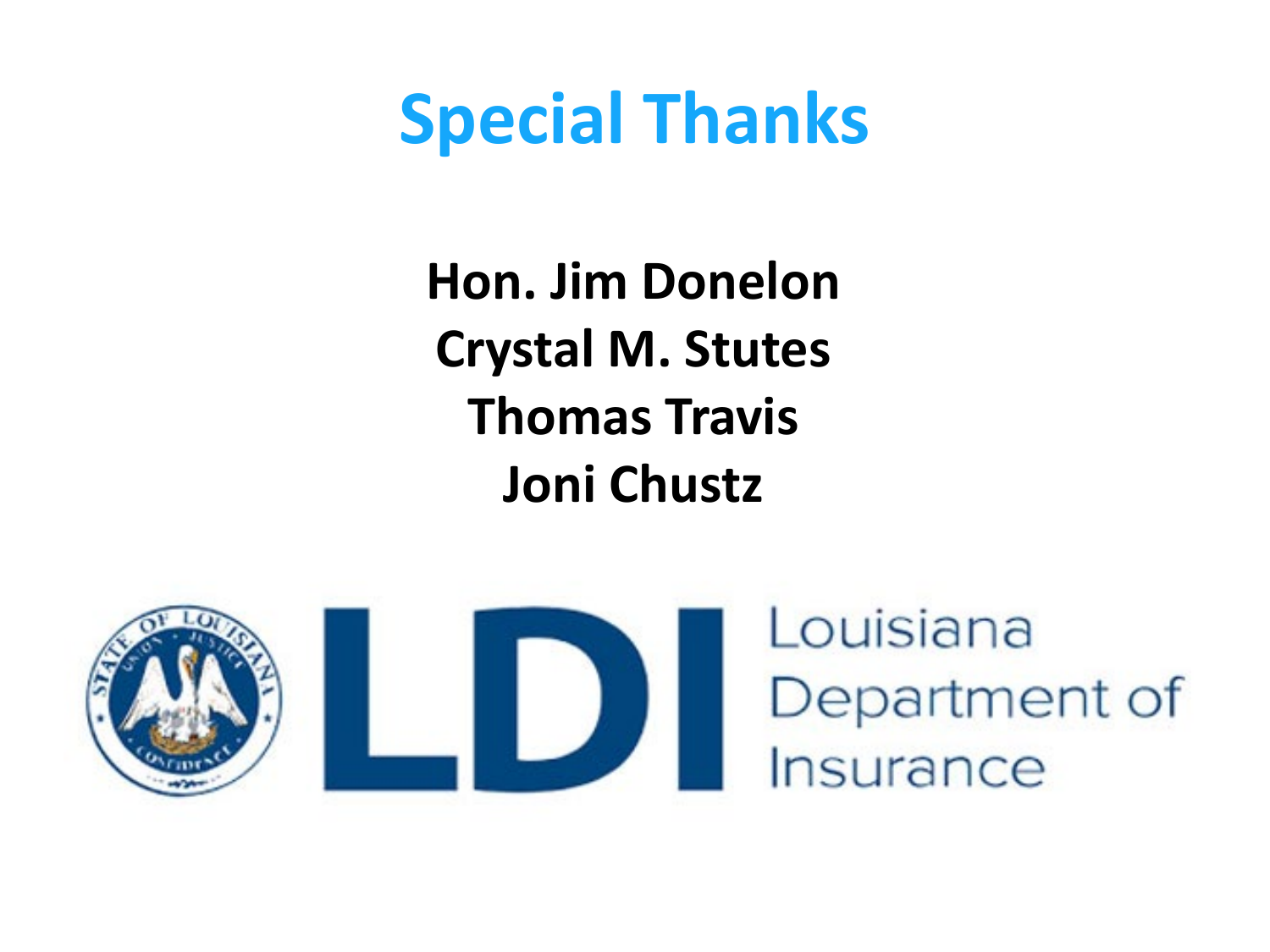# Special Thanks

**Hon. Jim Donelon**
**Crystal M. Stutes**
**Thomas Travis**
**Joni Chustz**

LDI Louisiana Department of Insurance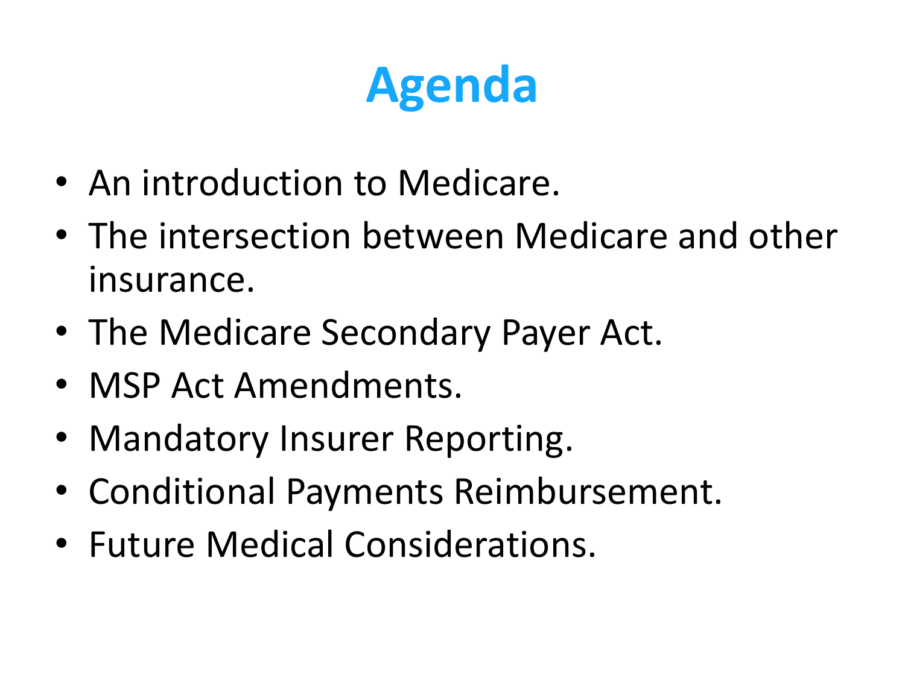# Agenda

- An introduction to Medicare.
- The intersection between Medicare and other insurance.
- The Medicare Secondary Payer Act.
- MSP Act Amendments.
- Mandatory Insurer Reporting.
- Conditional Payments Reimbursement.
- Future Medical Considerations.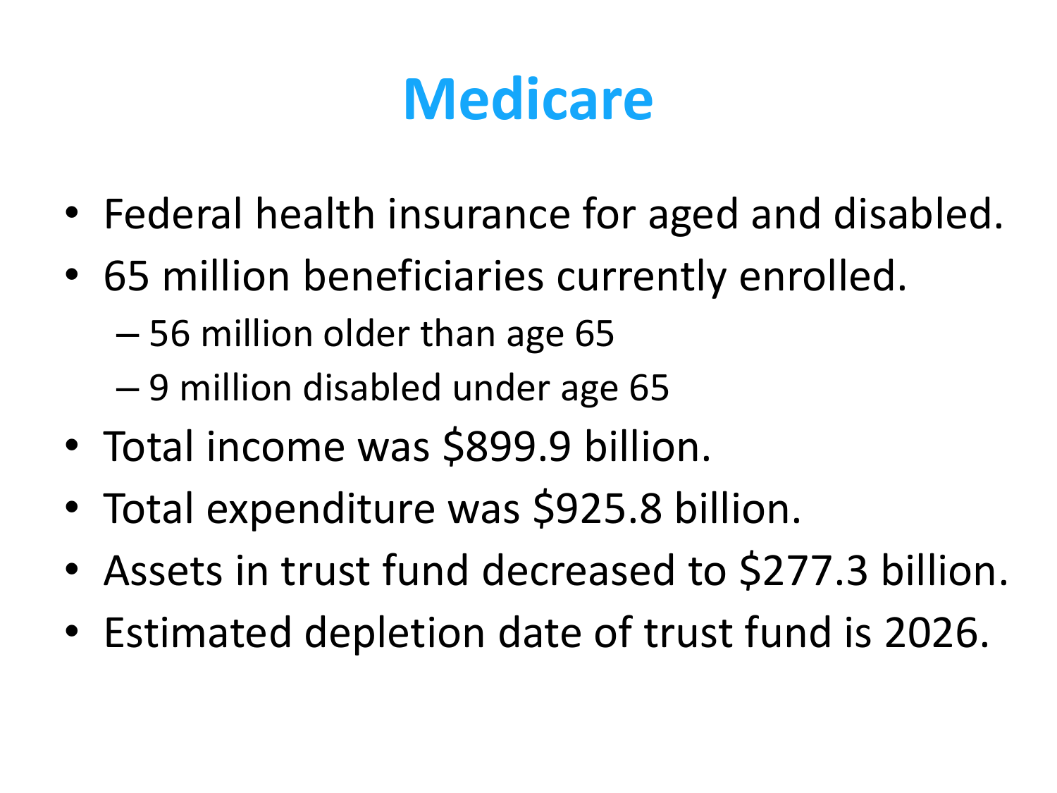# Medicare

- Federal health insurance for aged and disabled.
- 65 million beneficiaries currently enrolled.
  - 56 million older than age 65
  - 9 million disabled under age 65
- Total income was $899.9 billion.
- Total expenditure was $925.8 billion.
- Assets in trust fund decreased to $277.3 billion.
- Estimated depletion date of trust fund is 2026.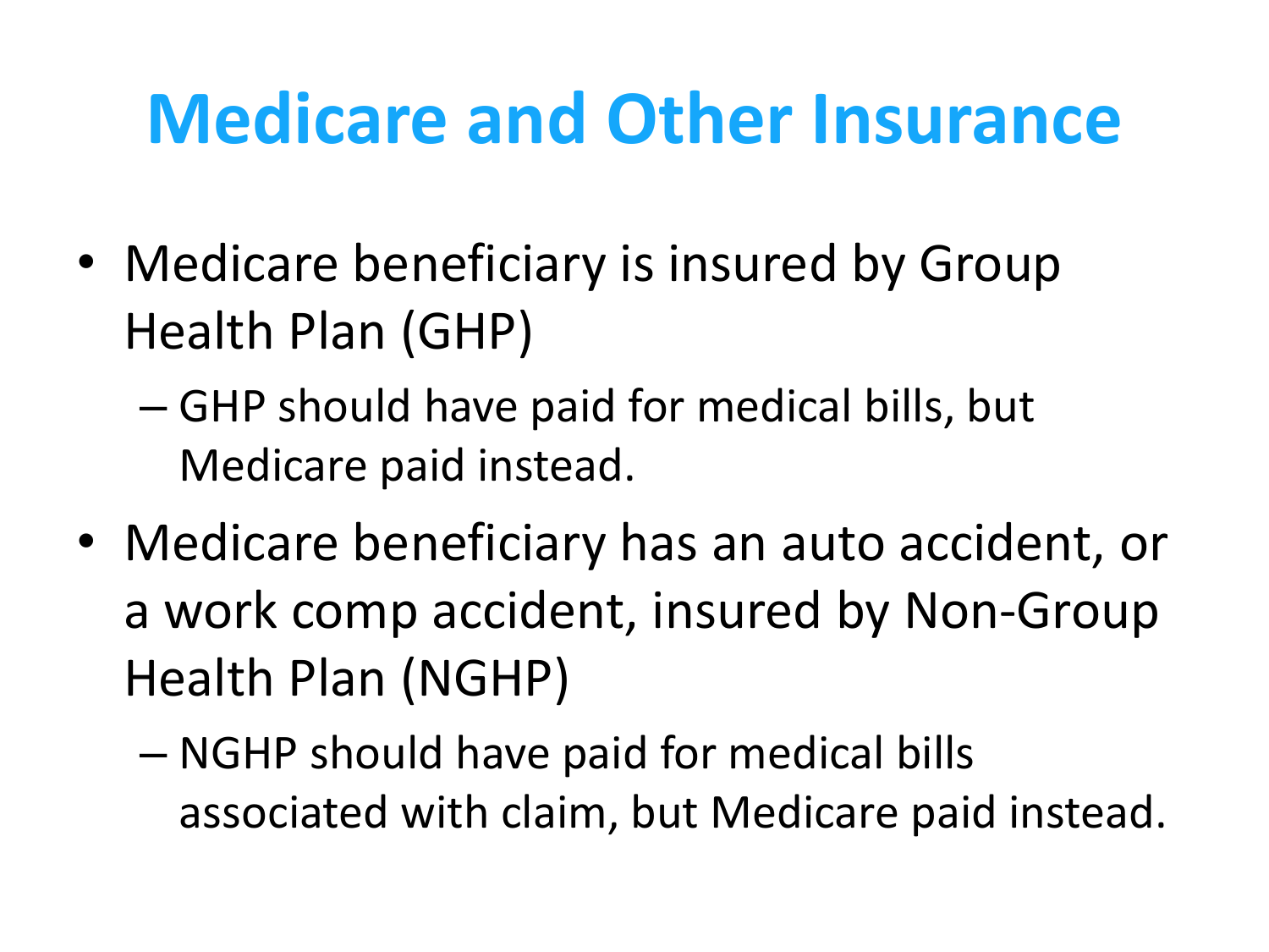# Medicare and Other Insurance

- Medicare beneficiary is insured by Group Health Plan (GHP)
  - GHP should have paid for medical bills, but Medicare paid instead.
- Medicare beneficiary has an auto accident, or a work comp accident, insured by Non-Group Health Plan (NGHP)
  - NGHP should have paid for medical bills associated with claim, but Medicare paid instead.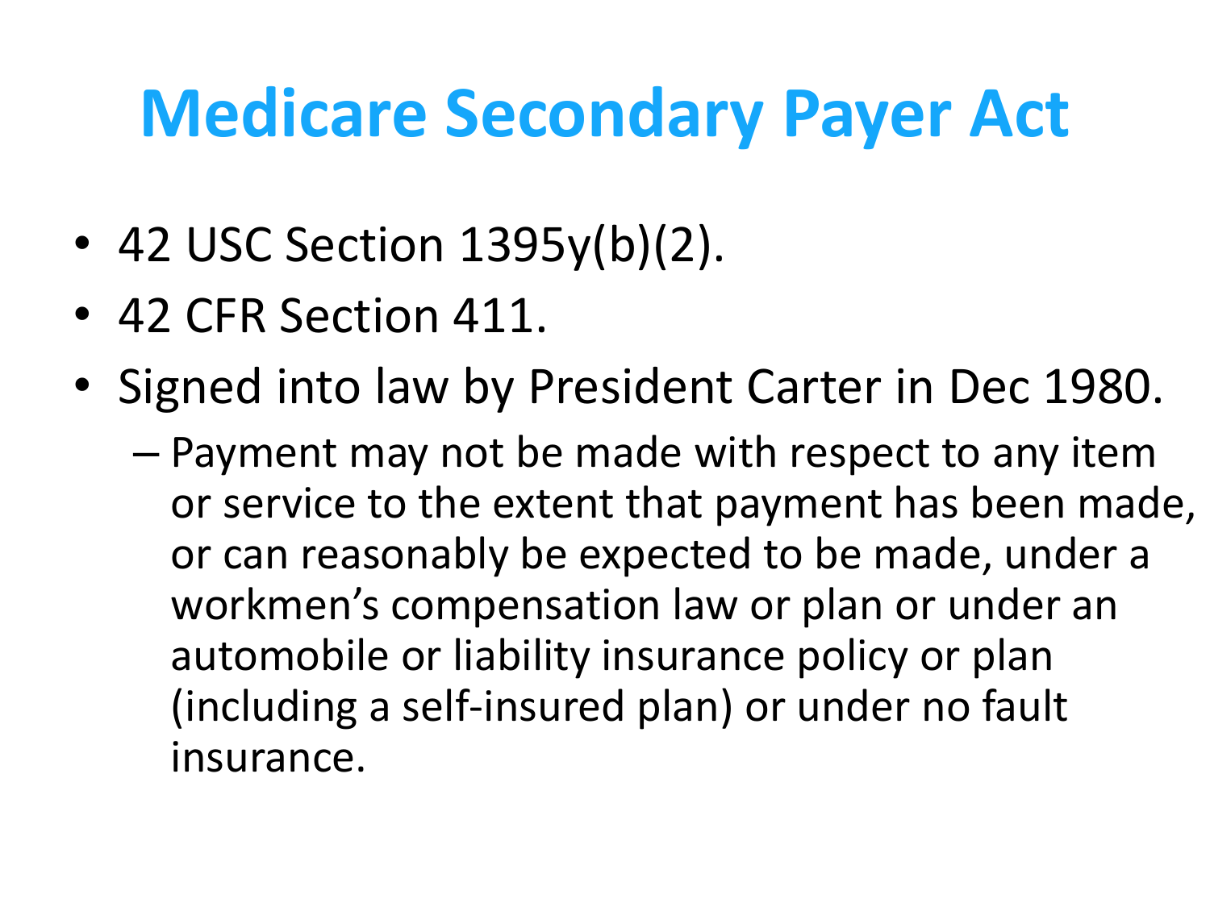# Medicare Secondary Payer Act

- 42 USC Section 1395y(b)(2).
- 42 CFR Section 411.
- Signed into law by President Carter in Dec 1980.
  - Payment may not be made with respect to any item or service to the extent that payment has been made, or can reasonably be expected to be made, under a workmen's compensation law or plan or under an automobile or liability insurance policy or plan (including a self-insured plan) or under no fault insurance.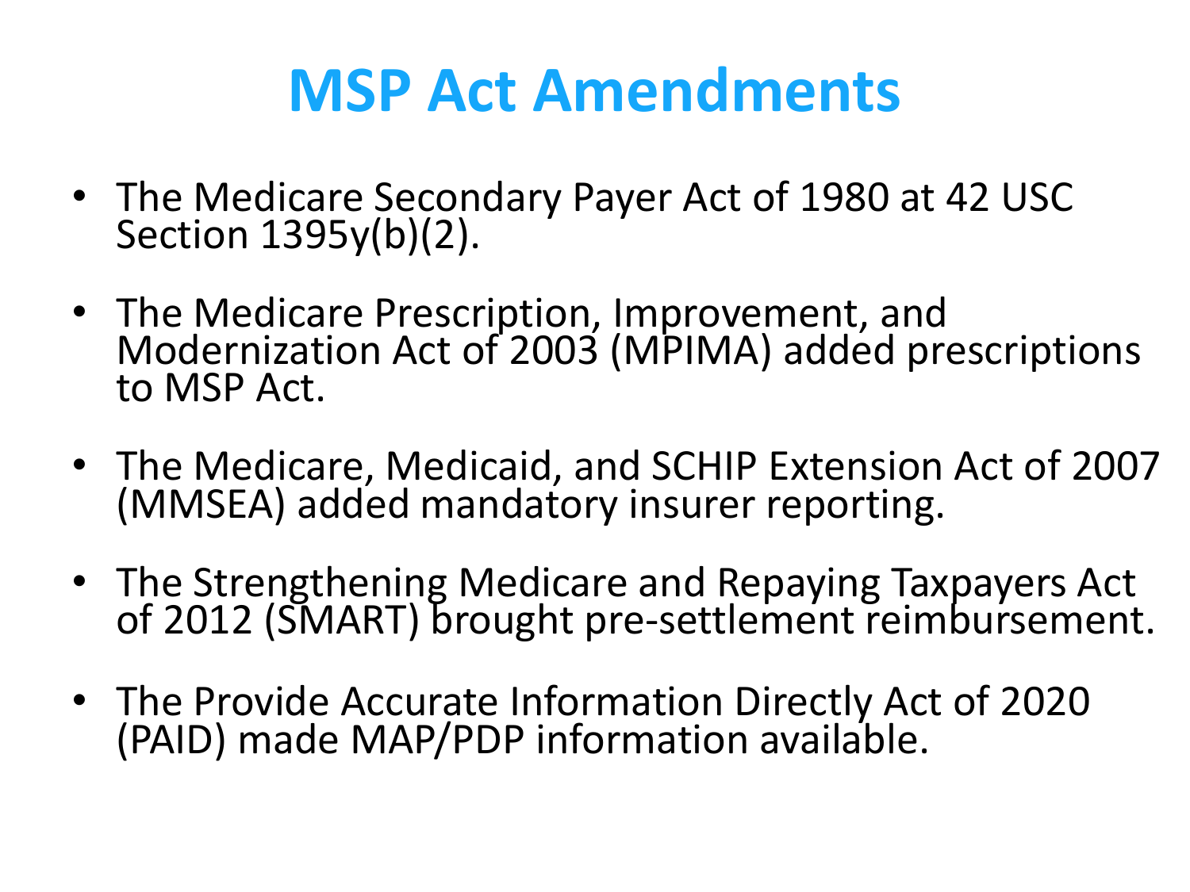# MSP Act Amendments

- The Medicare Secondary Payer Act of 1980 at 42 USC Section 1395y(b)(2).
- The Medicare Prescription, Improvement, and Modernization Act of 2003 (MPIMA) added prescriptions to MSP Act.
- The Medicare, Medicaid, and SCHIP Extension Act of 2007 (MMSEA) added mandatory insurer reporting.
- The Strengthening Medicare and Repaying Taxpayers Act of 2012 (SMART) brought pre-settlement reimbursement.
- The Provide Accurate Information Directly Act of 2020 (PAID) made MAP/PDP information available.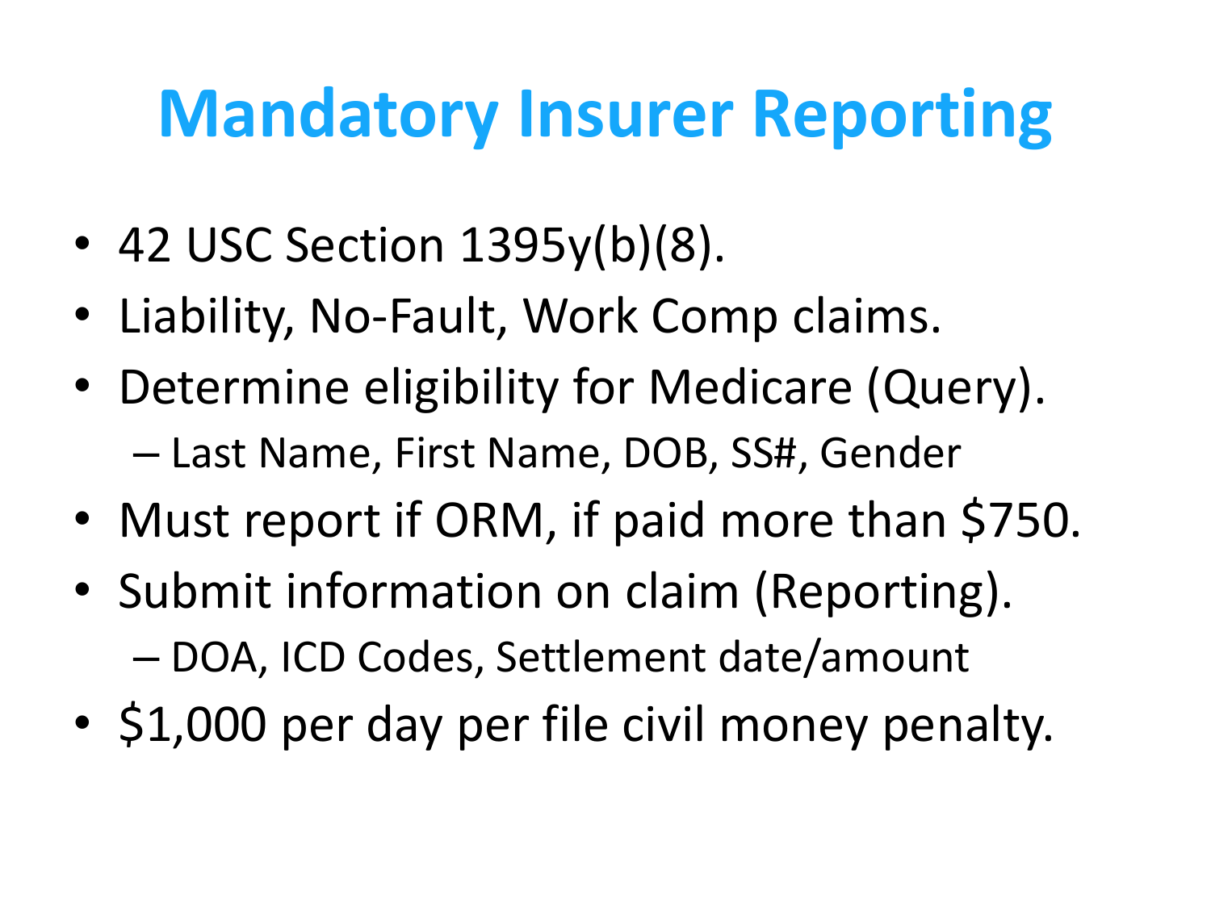# Mandatory Insurer Reporting

- 42 USC Section 1395y(b)(8).
- Liability, No-Fault, Work Comp claims.
- Determine eligibility for Medicare (Query).
  - Last Name, First Name, DOB, SS#, Gender
- Must report if ORM, if paid more than $750.
- Submit information on claim (Reporting).
  - DOA, ICD Codes, Settlement date/amount
- $1,000 per day per file civil money penalty.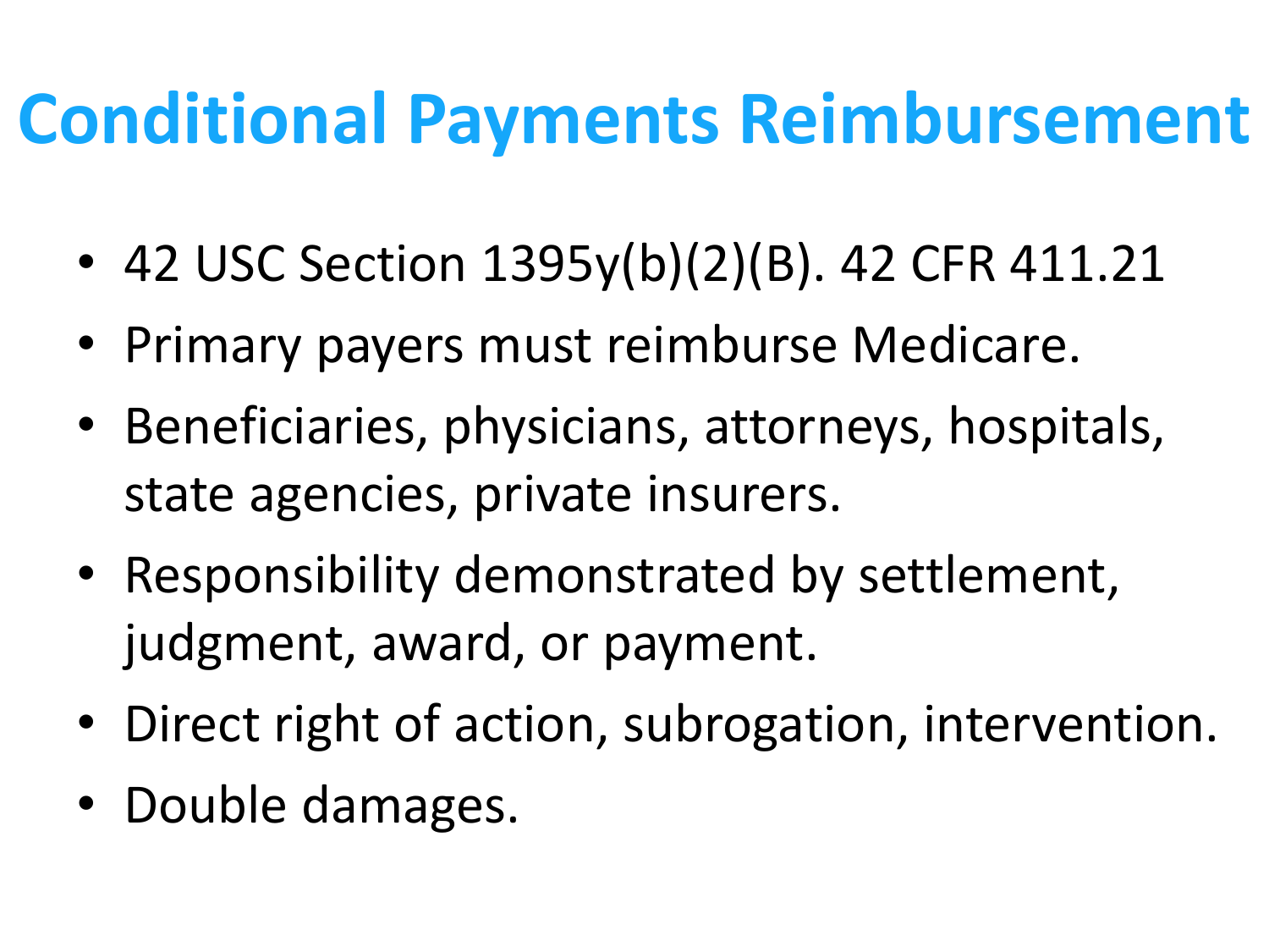# Conditional Payments Reimbursement

- 42 USC Section 1395y(b)(2)(B). 42 CFR 411.21
- Primary payers must reimburse Medicare.
- Beneficiaries, physicians, attorneys, hospitals, state agencies, private insurers.
- Responsibility demonstrated by settlement, judgment, award, or payment.
- Direct right of action, subrogation, intervention.
- Double damages.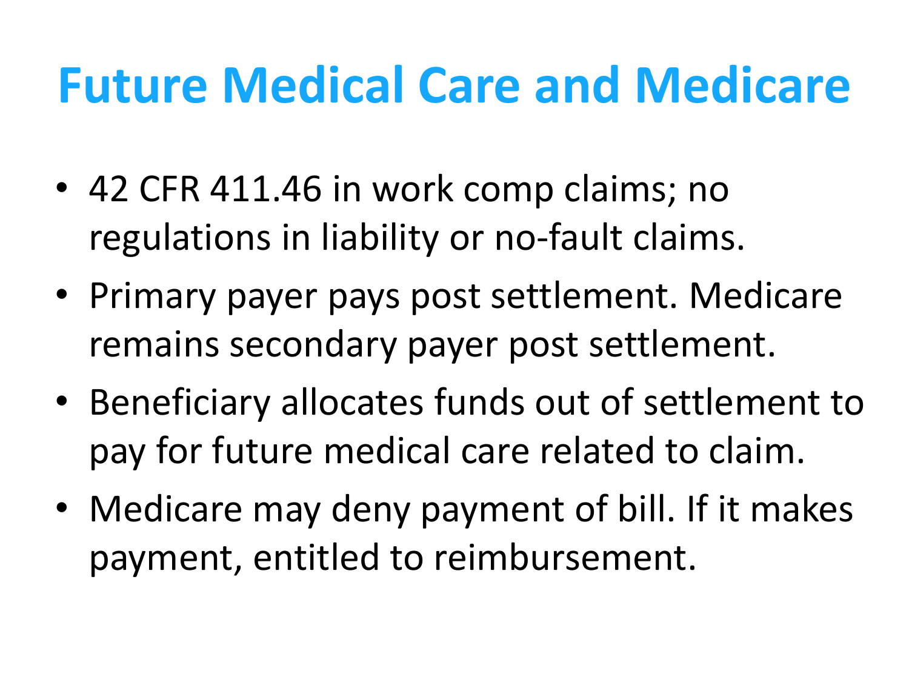# Future Medical Care and Medicare

- 42 CFR 411.46 in work comp claims; no regulations in liability or no-fault claims.
- Primary payer pays post settlement. Medicare remains secondary payer post settlement.
- Beneficiary allocates funds out of settlement to pay for future medical care related to claim.
- Medicare may deny payment of bill. If it makes payment, entitled to reimbursement.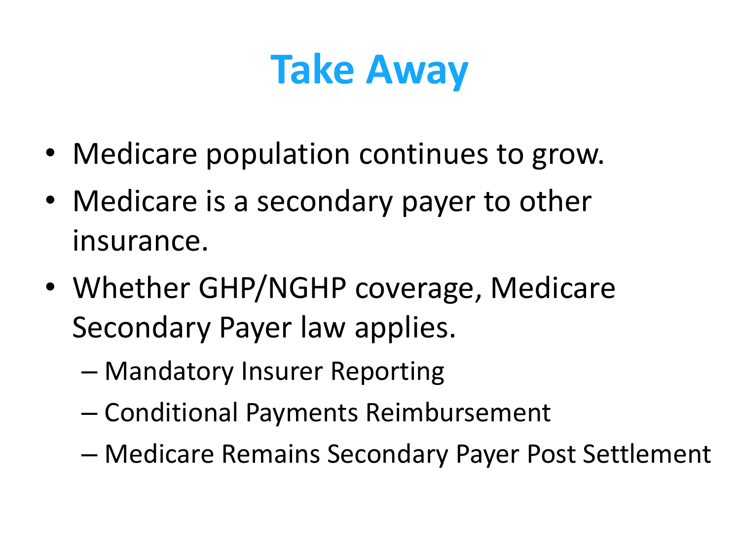# Take Away

- Medicare population continues to grow.
- Medicare is a secondary payer to other insurance.
- Whether GHP/NGHP coverage, Medicare Secondary Payer law applies.
  - Mandatory Insurer Reporting
  - Conditional Payments Reimbursement
  - Medicare Remains Secondary Payer Post Settlement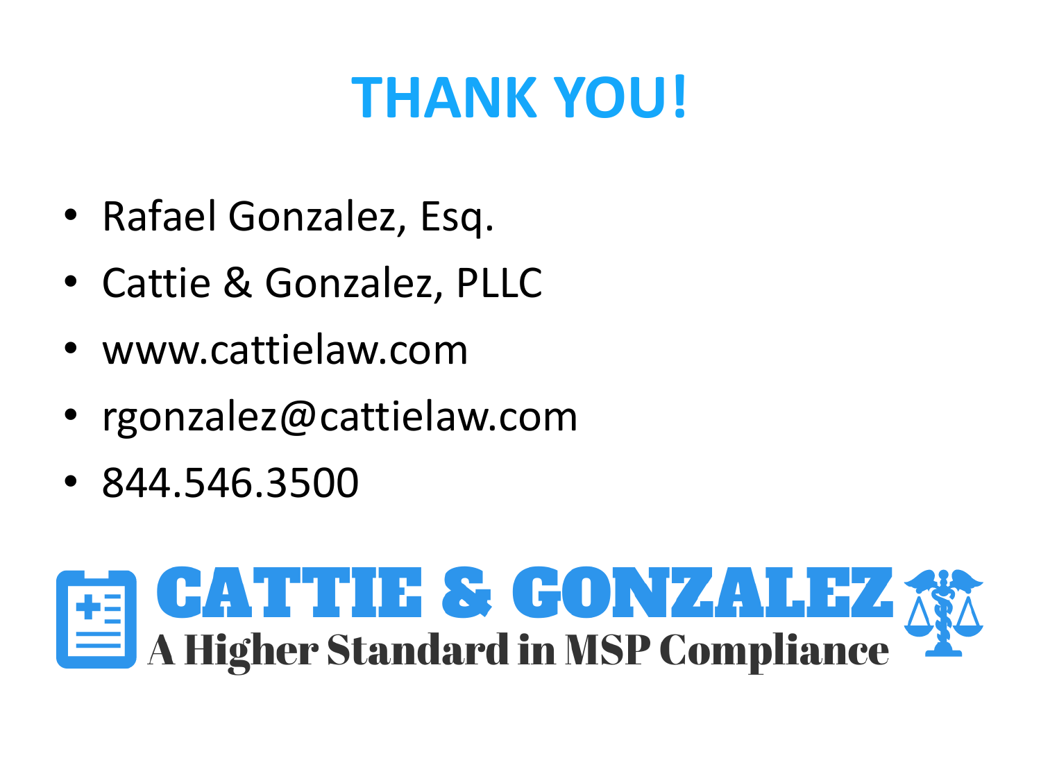# THANK YOU!

- Rafael Gonzalez, Esq.
- Cattie & Gonzalez, PLLC
- www.cattielaw.com
- rgonzalez@cattielaw.com
- 844.546.3500

**CATTIE & GONZALEZ**

**A Higher Standard in MSP Compliance**